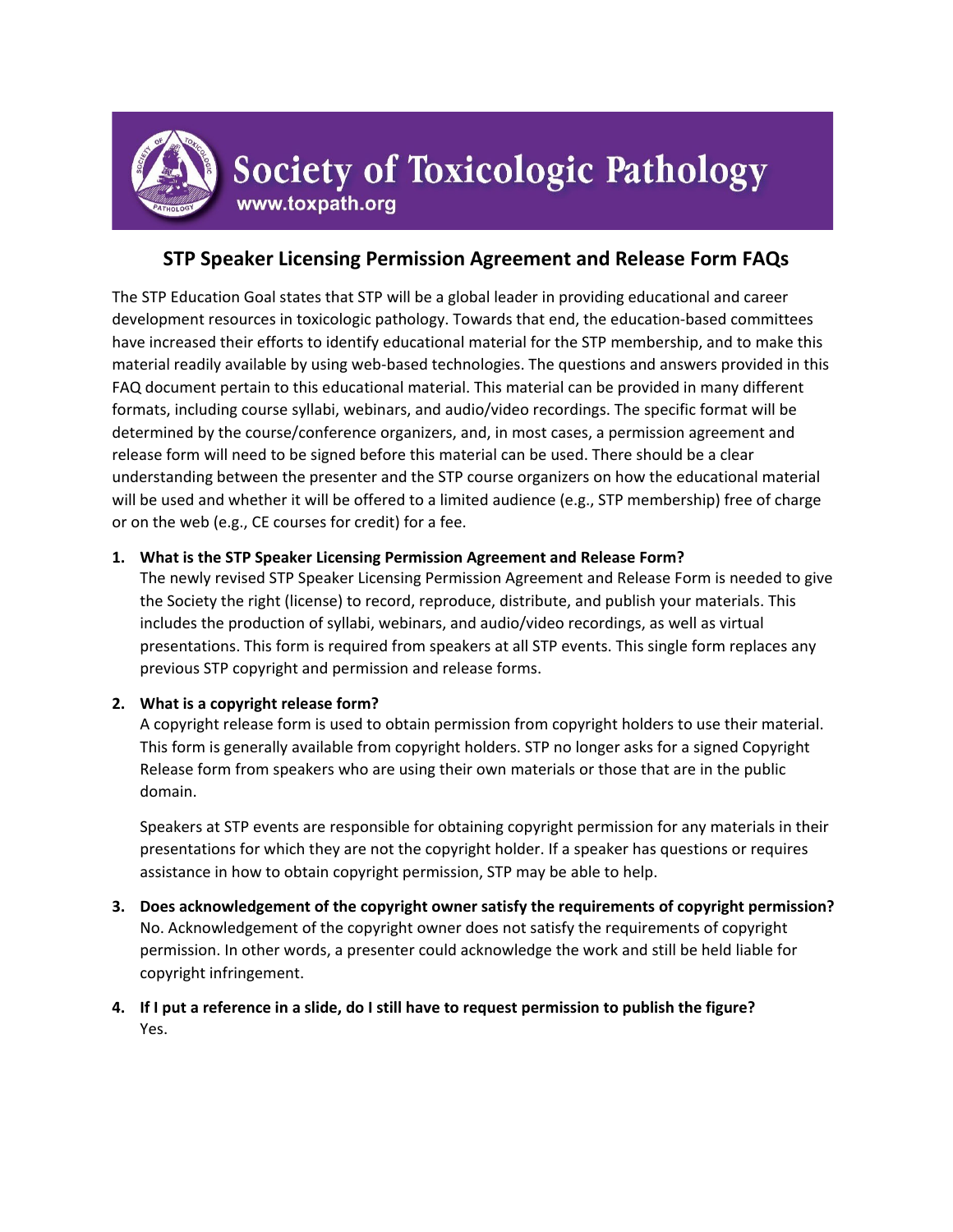# Society of Toxicologic Pathology

www.toxpath.org

## STP Speaker Licensing Permission Agreement and Release Form FAQs

The STP Education Goal states that STP will be a global leader in providing educational and career development resources in toxicologic pathology. Towards that end, the education-based committees have increased their efforts to identify educational material for the STP membership, and to make this material readily available by using web-based technologies. The questions and answers provided in this FAQ document pertain to this educational material. This material can be provided in many different formats, including course syllabi, webinars, and audio/video recordings. The specific format will be determined by the course/conference organizers, and, in most cases, a permission agreement and release form will need to be signed before this material can be used. There should be a clear understanding between the presenter and the STP course organizers on how the educational material will be used and whether it will be offered to a limited audience (e.g., STP membership) free of charge or on the web (e.g., CE courses for credit) for a fee.

1. **What is the STP Speaker Licensing Permission Agreement and Release Form?**
   The newly revised STP Speaker Licensing Permission Agreement and Release Form is needed to give the Society the right (license) to record, reproduce, distribute, and publish your materials. This includes the production of syllabi, webinars, and audio/video recordings, as well as virtual presentations. This form is required from speakers at all STP events. This single form replaces any previous STP copyright and permission and release forms.

2. **What is a copyright release form?**
   A copyright release form is used to obtain permission from copyright holders to use their material. This form is generally available from copyright holders. STP no longer asks for a signed Copyright Release form from speakers who are using their own materials or those that are in the public domain.

   Speakers at STP events are responsible for obtaining copyright permission for any materials in their presentations for which they are not the copyright holder. If a speaker has questions or requires assistance in how to obtain copyright permission, STP may be able to help.

3. **Does acknowledgement of the copyright owner satisfy the requirements of copyright permission?**
   No. Acknowledgement of the copyright owner does not satisfy the requirements of copyright permission. In other words, a presenter could acknowledge the work and still be held liable for copyright infringement.

4. **If I put a reference in a slide, do I still have to request permission to publish the figure?**
   Yes.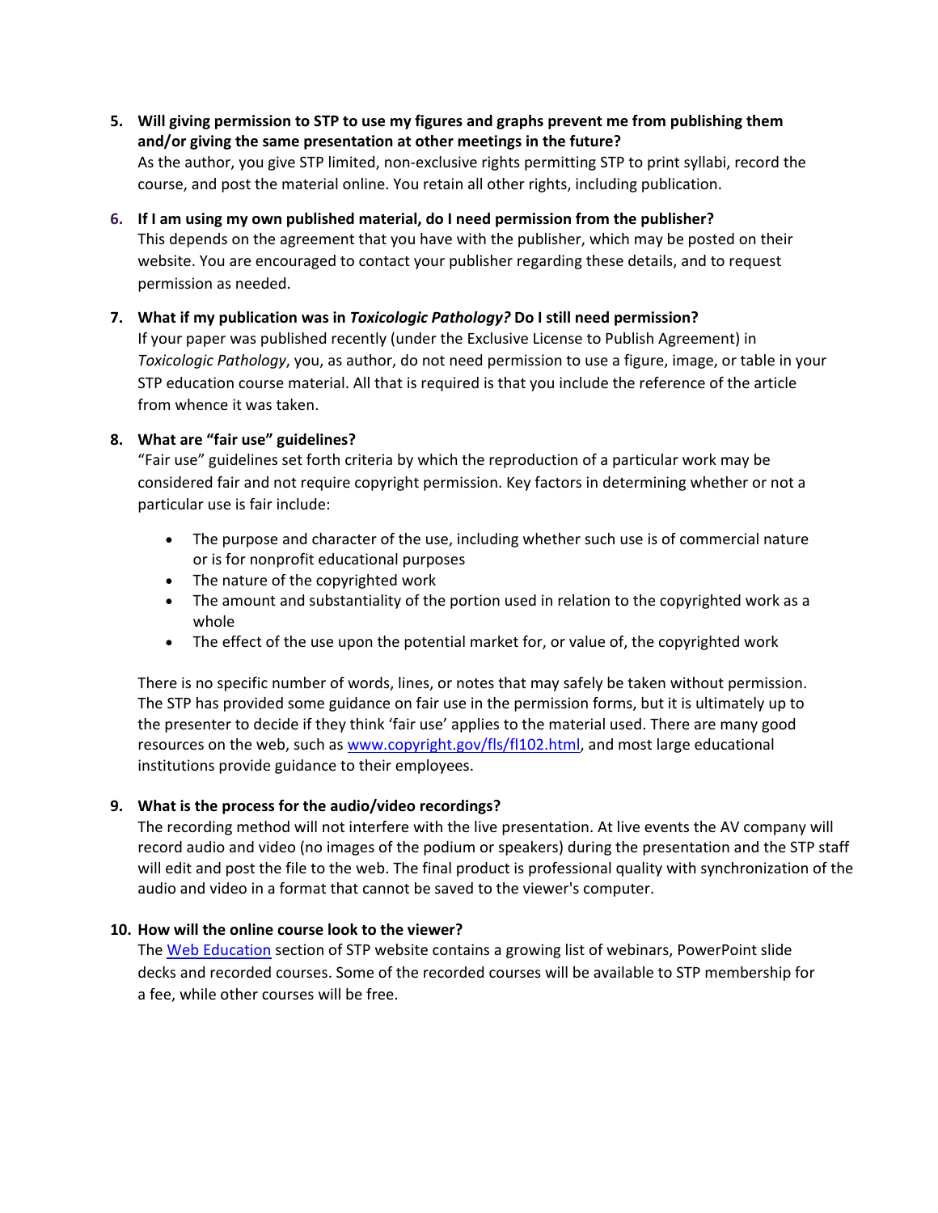5. **Will giving permission to STP to use my figures and graphs prevent me from publishing them and/or giving the same presentation at other meetings in the future?**
   As the author, you give STP limited, non-exclusive rights permitting STP to print syllabi, record the course, and post the material online. You retain all other rights, including publication.

6. **If I am using my own published material, do I need permission from the publisher?**
   This depends on the agreement that you have with the publisher, which may be posted on their website. You are encouraged to contact your publisher regarding these details, and to request permission as needed.

7. **What if my publication was in *Toxicologic Pathology?* Do I still need permission?**
   If your paper was published recently (under the Exclusive License to Publish Agreement) in *Toxicologic Pathology*, you, as author, do not need permission to use a figure, image, or table in your STP education course material. All that is required is that you include the reference of the article from whence it was taken.

8. **What are "fair use" guidelines?**
   "Fair use" guidelines set forth criteria by which the reproduction of a particular work may be considered fair and not require copyright permission. Key factors in determining whether or not a particular use is fair include:

   - The purpose and character of the use, including whether such use is of commercial nature or is for nonprofit educational purposes
   - The nature of the copyrighted work
   - The amount and substantiality of the portion used in relation to the copyrighted work as a whole
   - The effect of the use upon the potential market for, or value of, the copyrighted work

   There is no specific number of words, lines, or notes that may safely be taken without permission. The STP has provided some guidance on fair use in the permission forms, but it is ultimately up to the presenter to decide if they think 'fair use' applies to the material used. There are many good resources on the web, such as www.copyright.gov/fls/fl102.html, and most large educational institutions provide guidance to their employees.

9. **What is the process for the audio/video recordings?**
   The recording method will not interfere with the live presentation. At live events the AV company will record audio and video (no images of the podium or speakers) during the presentation and the STP staff will edit and post the file to the web. The final product is professional quality with synchronization of the audio and video in a format that cannot be saved to the viewer's computer.

10. **How will the online course look to the viewer?**
    The Web Education section of STP website contains a growing list of webinars, PowerPoint slide decks and recorded courses. Some of the recorded courses will be available to STP membership for a fee, while other courses will be free.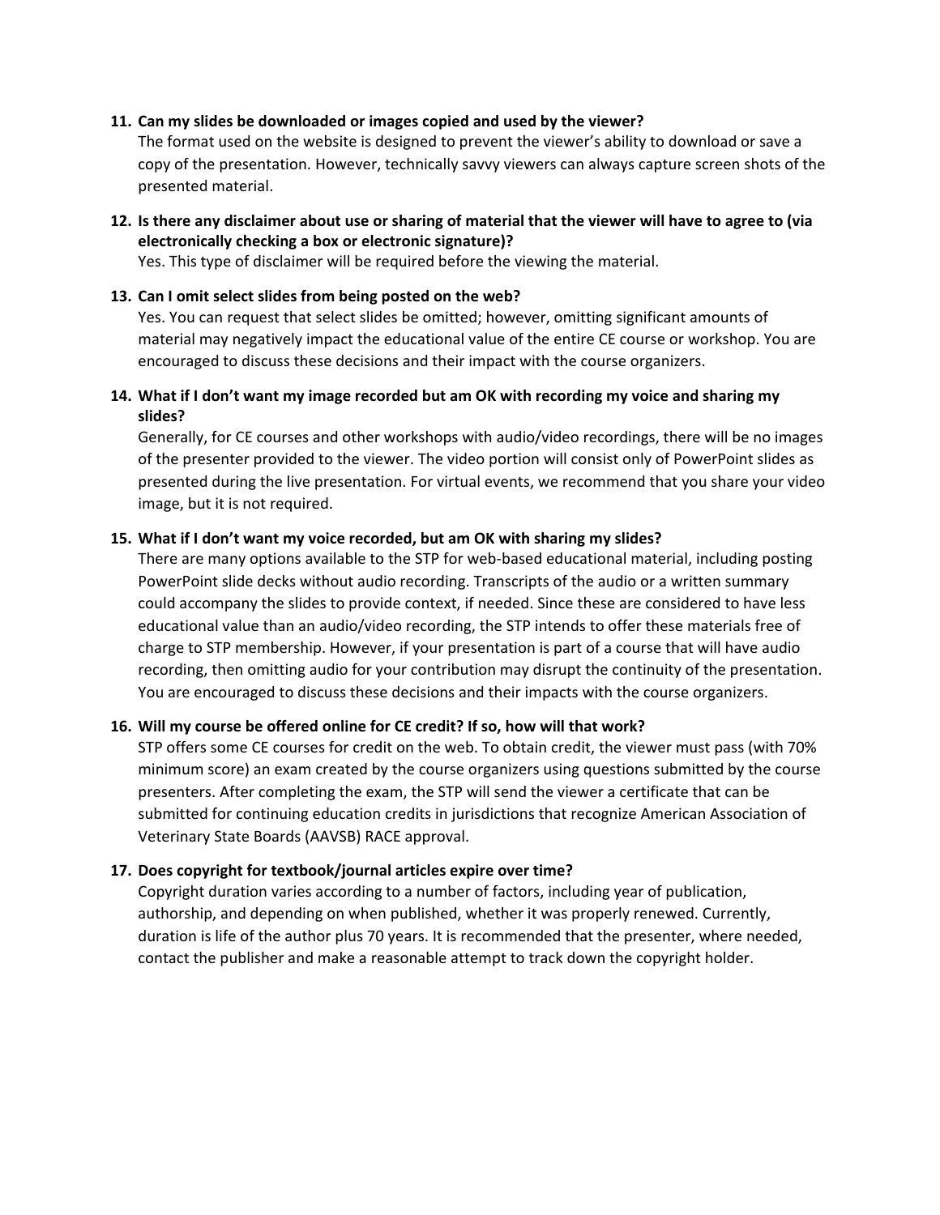11. **Can my slides be downloaded or images copied and used by the viewer?**
    The format used on the website is designed to prevent the viewer's ability to download or save a copy of the presentation. However, technically savvy viewers can always capture screen shots of the presented material.

12. **Is there any disclaimer about use or sharing of material that the viewer will have to agree to (via electronically checking a box or electronic signature)?**
    Yes. This type of disclaimer will be required before the viewing the material.

13. **Can I omit select slides from being posted on the web?**
    Yes. You can request that select slides be omitted; however, omitting significant amounts of material may negatively impact the educational value of the entire CE course or workshop. You are encouraged to discuss these decisions and their impact with the course organizers.

14. **What if I don't want my image recorded but am OK with recording my voice and sharing my slides?**
    Generally, for CE courses and other workshops with audio/video recordings, there will be no images of the presenter provided to the viewer. The video portion will consist only of PowerPoint slides as presented during the live presentation. For virtual events, we recommend that you share your video image, but it is not required.

15. **What if I don't want my voice recorded, but am OK with sharing my slides?**
    There are many options available to the STP for web-based educational material, including posting PowerPoint slide decks without audio recording. Transcripts of the audio or a written summary could accompany the slides to provide context, if needed. Since these are considered to have less educational value than an audio/video recording, the STP intends to offer these materials free of charge to STP membership. However, if your presentation is part of a course that will have audio recording, then omitting audio for your contribution may disrupt the continuity of the presentation. You are encouraged to discuss these decisions and their impacts with the course organizers.

16. **Will my course be offered online for CE credit? If so, how will that work?**
    STP offers some CE courses for credit on the web. To obtain credit, the viewer must pass (with 70% minimum score) an exam created by the course organizers using questions submitted by the course presenters. After completing the exam, the STP will send the viewer a certificate that can be submitted for continuing education credits in jurisdictions that recognize American Association of Veterinary State Boards (AAVSB) RACE approval.

17. **Does copyright for textbook/journal articles expire over time?**
    Copyright duration varies according to a number of factors, including year of publication, authorship, and depending on when published, whether it was properly renewed. Currently, duration is life of the author plus 70 years. It is recommended that the presenter, where needed, contact the publisher and make a reasonable attempt to track down the copyright holder.